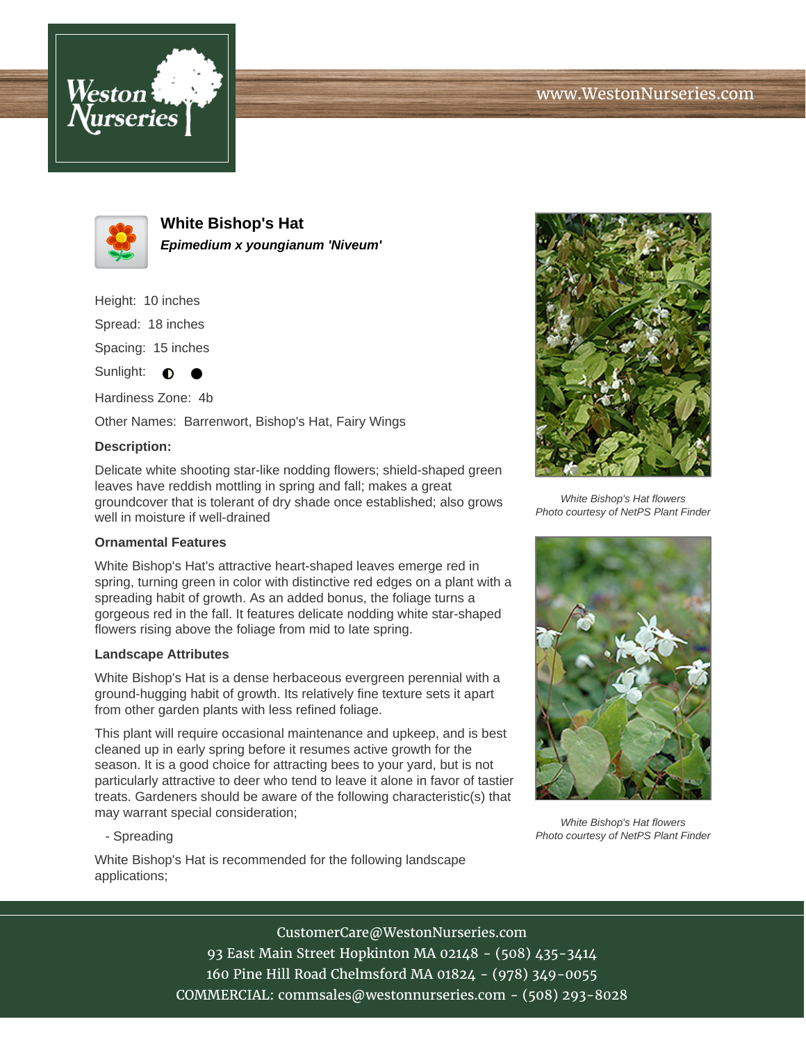# White Bishop's Hat

***Epimedium x youngianum 'Niveum'***

Height: 10 inches

Spread: 18 inches

Spacing: 15 inches

Sunlight: ◐ ●

Hardiness Zone: 4b

Other Names: Barrenwort, Bishop's Hat, Fairy Wings

**Description:**

Delicate white shooting star-like nodding flowers; shield-shaped green leaves have reddish mottling in spring and fall; makes a great groundcover that is tolerant of dry shade once established; also grows well in moisture if well-drained

**Ornamental Features**

White Bishop's Hat's attractive heart-shaped leaves emerge red in spring, turning green in color with distinctive red edges on a plant with a spreading habit of growth. As an added bonus, the foliage turns a gorgeous red in the fall. It features delicate nodding white star-shaped flowers rising above the foliage from mid to late spring.

**Landscape Attributes**

White Bishop's Hat is a dense herbaceous evergreen perennial with a ground-hugging habit of growth. Its relatively fine texture sets it apart from other garden plants with less refined foliage.

This plant will require occasional maintenance and upkeep, and is best cleaned up in early spring before it resumes active growth for the season. It is a good choice for attracting bees to your yard, but is not particularly attractive to deer who tend to leave it alone in favor of tastier treats. Gardeners should be aware of the following characteristic(s) that may warrant special consideration;

- Spreading

White Bishop's Hat is recommended for the following landscape applications;

*White Bishop's Hat flowers*
*Photo courtesy of NetPS Plant Finder*

*White Bishop's Hat flowers*
*Photo courtesy of NetPS Plant Finder*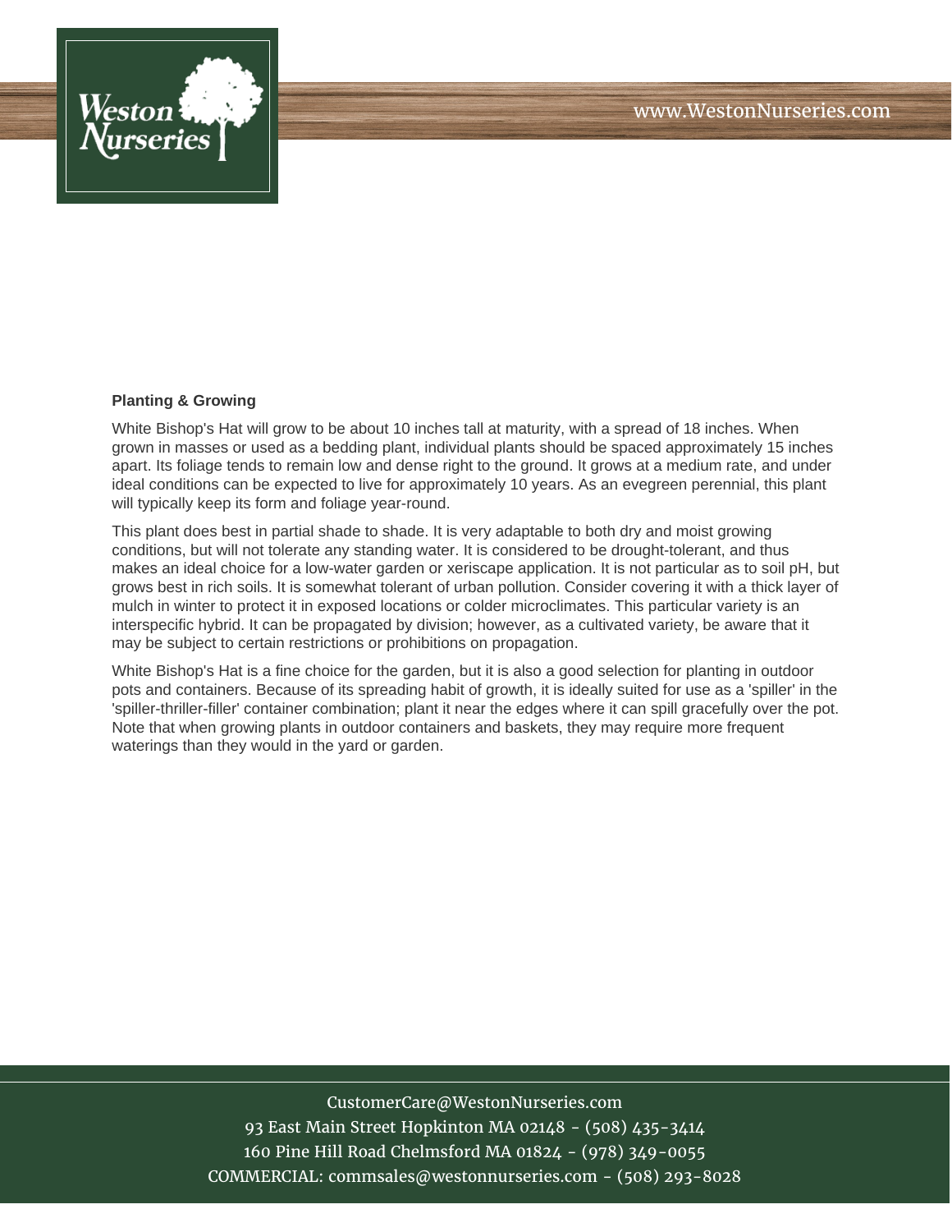**Planting & Growing**

White Bishop's Hat will grow to be about 10 inches tall at maturity, with a spread of 18 inches. When grown in masses or used as a bedding plant, individual plants should be spaced approximately 15 inches apart. Its foliage tends to remain low and dense right to the ground. It grows at a medium rate, and under ideal conditions can be expected to live for approximately 10 years. As an evegreen perennial, this plant will typically keep its form and foliage year-round.

This plant does best in partial shade to shade. It is very adaptable to both dry and moist growing conditions, but will not tolerate any standing water. It is considered to be drought-tolerant, and thus makes an ideal choice for a low-water garden or xeriscape application. It is not particular as to soil pH, but grows best in rich soils. It is somewhat tolerant of urban pollution. Consider covering it with a thick layer of mulch in winter to protect it in exposed locations or colder microclimates. This particular variety is an interspecific hybrid. It can be propagated by division; however, as a cultivated variety, be aware that it may be subject to certain restrictions or prohibitions on propagation.

White Bishop's Hat is a fine choice for the garden, but it is also a good selection for planting in outdoor pots and containers. Because of its spreading habit of growth, it is ideally suited for use as a 'spiller' in the 'spiller-thriller-filler' container combination; plant it near the edges where it can spill gracefully over the pot. Note that when growing plants in outdoor containers and baskets, they may require more frequent waterings than they would in the yard or garden.